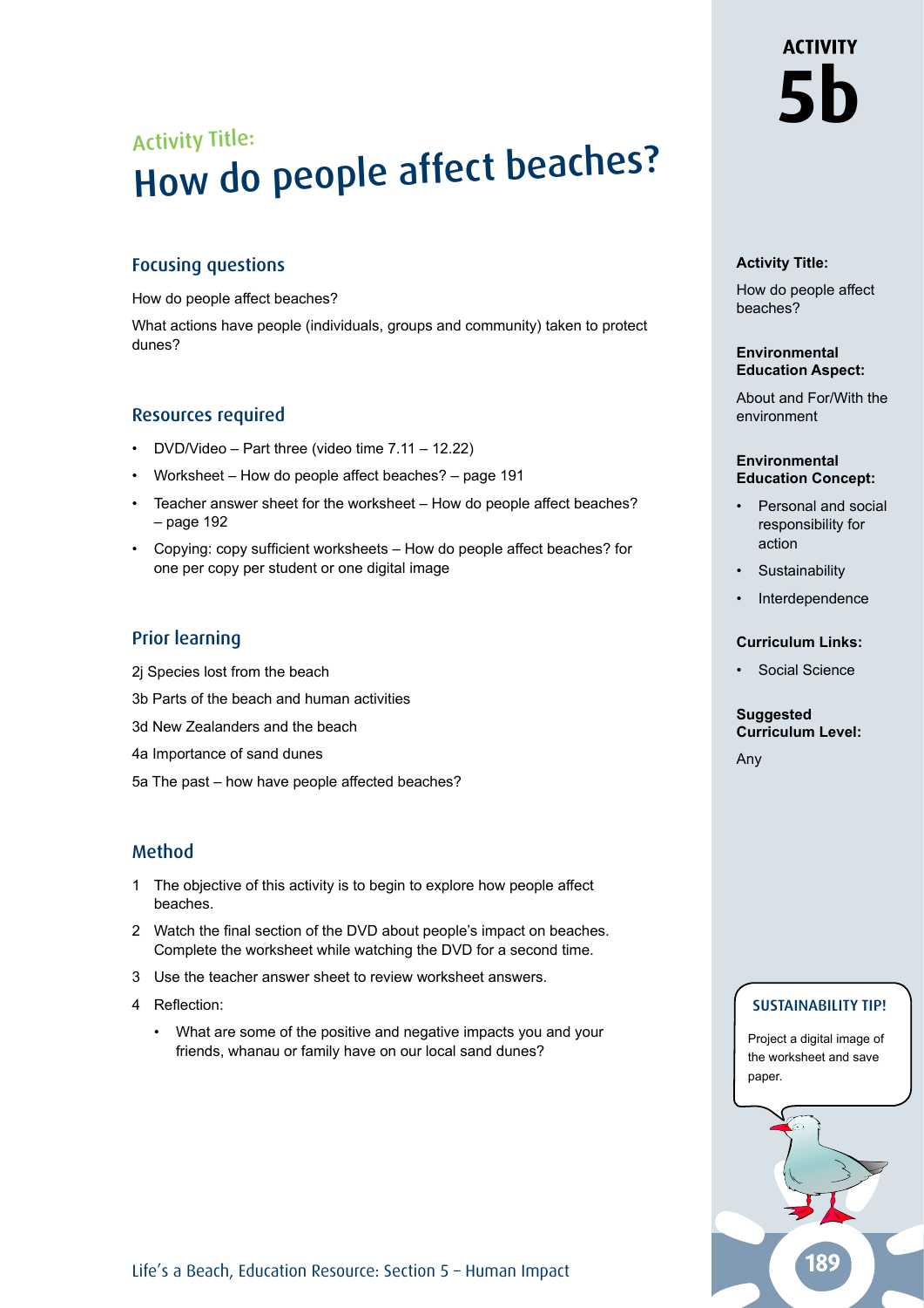# ACTIVITY 5b

Activity Title:

# How do people affect beaches?

## Focusing questions

How do people affect beaches?

What actions have people (individuals, groups and community) taken to protect dunes?

## Resources required

- DVD/Video – Part three (video time 7.11 – 12.22)
- Worksheet – How do people affect beaches? – page 191
- Teacher answer sheet for the worksheet – How do people affect beaches? – page 192
- Copying: copy sufficient worksheets – How do people affect beaches? for one per copy per student or one digital image

## Prior learning

2j Species lost from the beach

3b Parts of the beach and human activities

3d New Zealanders and the beach

4a Importance of sand dunes

5a The past – how have people affected beaches?

## Method

1. The objective of this activity is to begin to explore how people affect beaches.
2. Watch the final section of the DVD about people's impact on beaches. Complete the worksheet while watching the DVD for a second time.
3. Use the teacher answer sheet to review worksheet answers.
4. Reflection:
   - What are some of the positive and negative impacts you and your friends, whanau or family have on our local sand dunes?

**Activity Title:**

How do people affect beaches?

**Environmental Education Aspect:**

About and For/With the environment

**Environmental Education Concept:**

- Personal and social responsibility for action
- Sustainability
- Interdependence

**Curriculum Links:**

- Social Science

**Suggested Curriculum Level:**

Any

**SUSTAINABILITY TIP!**

Project a digital image of the worksheet and save paper.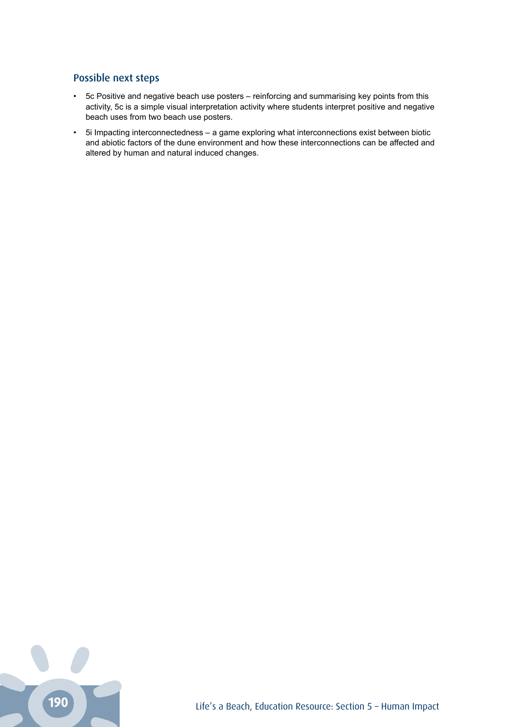## Possible next steps

- 5c Positive and negative beach use posters – reinforcing and summarising key points from this activity, 5c is a simple visual interpretation activity where students interpret positive and negative beach uses from two beach use posters.
- 5i Impacting interconnectedness – a game exploring what interconnections exist between biotic and abiotic factors of the dune environment and how these interconnections can be affected and altered by human and natural induced changes.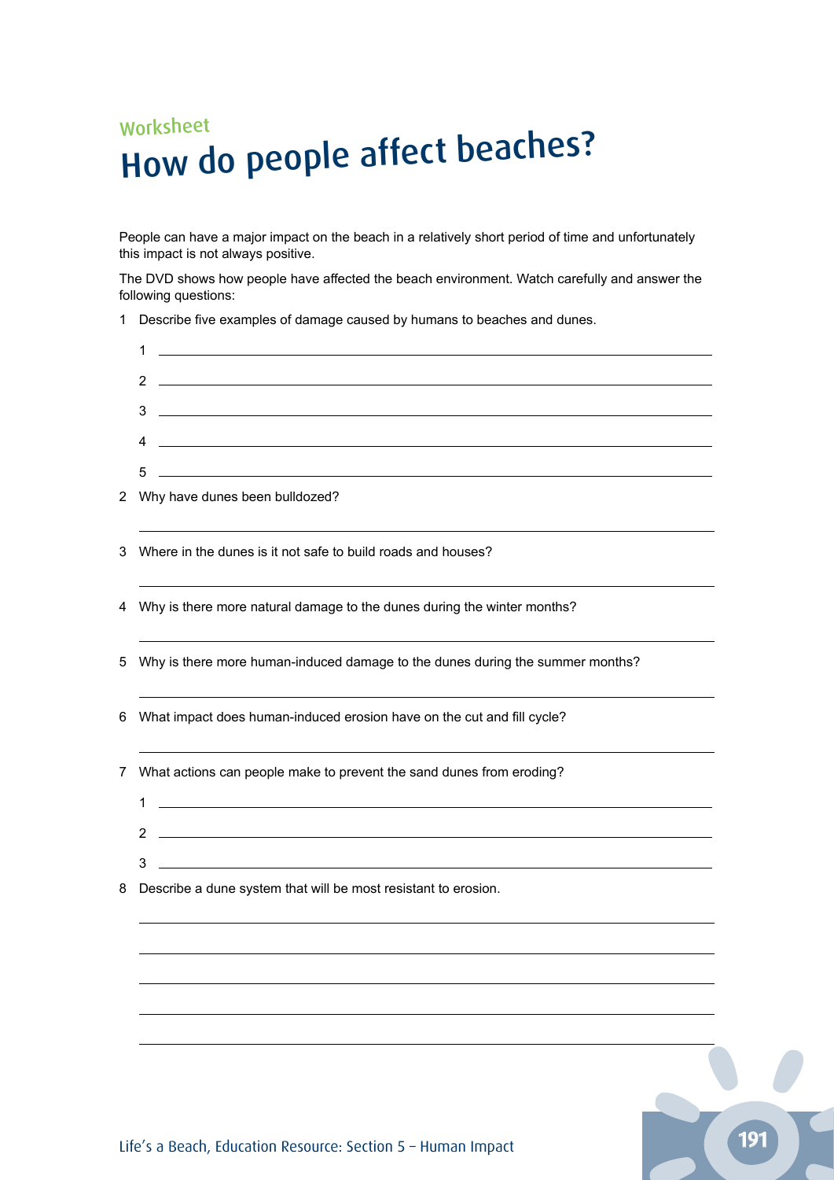Worksheet

# How do people affect beaches?

People can have a major impact on the beach in a relatively short period of time and unfortunately this impact is not always positive.

The DVD shows how people have affected the beach environment. Watch carefully and answer the following questions:

1 Describe five examples of damage caused by humans to beaches and dunes.

   1 ______________________________

   2 ______________________________

   3 ______________________________

   4 ______________________________

   5 ______________________________

2 Why have dunes been bulldozed?

______________________________

3 Where in the dunes is it not safe to build roads and houses?

______________________________

4 Why is there more natural damage to the dunes during the winter months?

______________________________

5 Why is there more human-induced damage to the dunes during the summer months?

______________________________

6 What impact does human-induced erosion have on the cut and fill cycle?

______________________________

7 What actions can people make to prevent the sand dunes from eroding?

   1 ______________________________

   2 ______________________________

   3 ______________________________

8 Describe a dune system that will be most resistant to erosion.

______________________________

______________________________

______________________________

______________________________

______________________________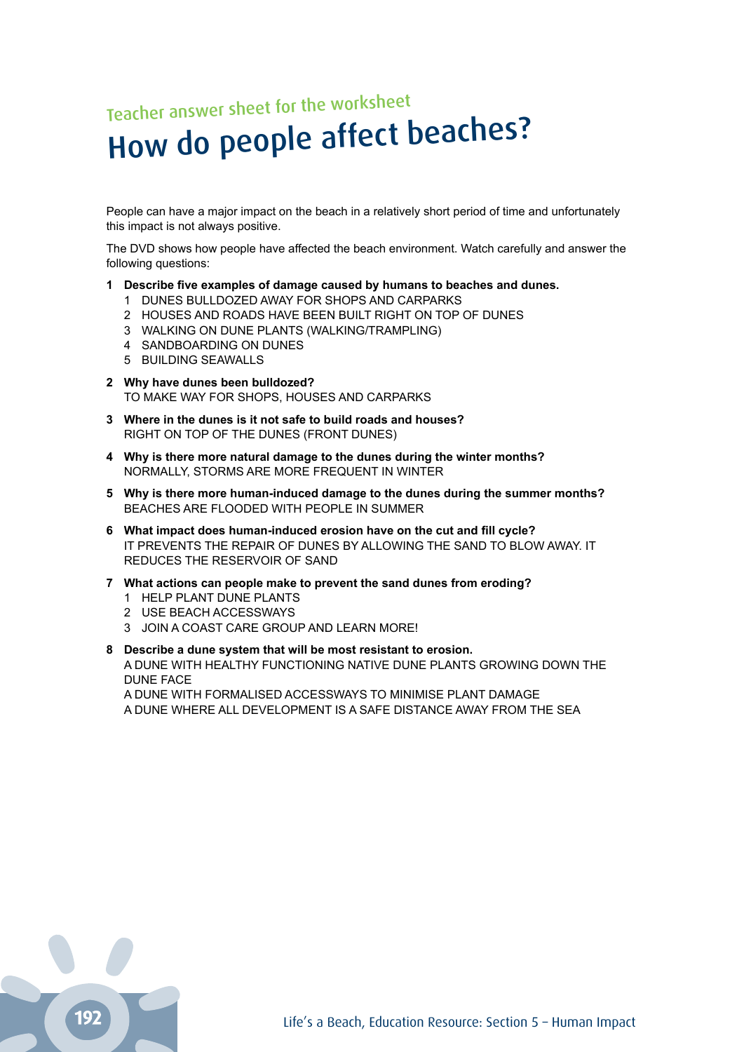### Teacher answer sheet for the worksheet

# How do people affect beaches?

People can have a major impact on the beach in a relatively short period of time and unfortunately this impact is not always positive.

The DVD shows how people have affected the beach environment. Watch carefully and answer the following questions:

1. **Describe five examples of damage caused by humans to beaches and dunes.**
   1. DUNES BULLDOZED AWAY FOR SHOPS AND CARPARKS
   2. HOUSES AND ROADS HAVE BEEN BUILT RIGHT ON TOP OF DUNES
   3. WALKING ON DUNE PLANTS (WALKING/TRAMPLING)
   4. SANDBOARDING ON DUNES
   5. BUILDING SEAWALLS

2. **Why have dunes been bulldozed?**
   TO MAKE WAY FOR SHOPS, HOUSES AND CARPARKS

3. **Where in the dunes is it not safe to build roads and houses?**
   RIGHT ON TOP OF THE DUNES (FRONT DUNES)

4. **Why is there more natural damage to the dunes during the winter months?**
   NORMALLY, STORMS ARE MORE FREQUENT IN WINTER

5. **Why is there more human-induced damage to the dunes during the summer months?**
   BEACHES ARE FLOODED WITH PEOPLE IN SUMMER

6. **What impact does human-induced erosion have on the cut and fill cycle?**
   IT PREVENTS THE REPAIR OF DUNES BY ALLOWING THE SAND TO BLOW AWAY. IT REDUCES THE RESERVOIR OF SAND

7. **What actions can people make to prevent the sand dunes from eroding?**
   1. HELP PLANT DUNE PLANTS
   2. USE BEACH ACCESSWAYS
   3. JOIN A COAST CARE GROUP AND LEARN MORE!

8. **Describe a dune system that will be most resistant to erosion.**
   A DUNE WITH HEALTHY FUNCTIONING NATIVE DUNE PLANTS GROWING DOWN THE DUNE FACE
   A DUNE WITH FORMALISED ACCESSWAYS TO MINIMISE PLANT DAMAGE
   A DUNE WHERE ALL DEVELOPMENT IS A SAFE DISTANCE AWAY FROM THE SEA